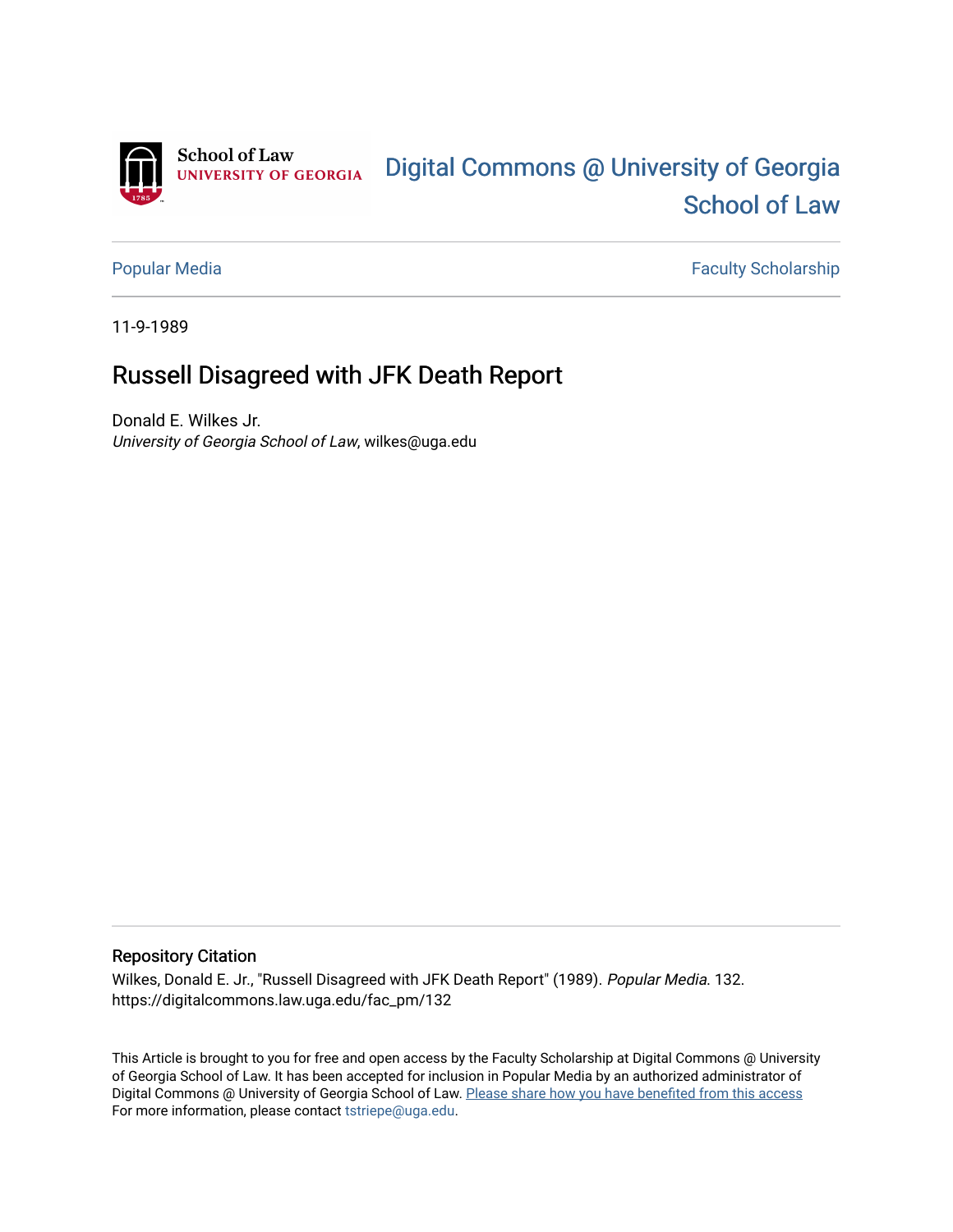School of Law
UNIVERSITY OF GEORGIA

Digital Commons @ University of Georgia School of Law

Popular Media | Faculty Scholarship

11-9-1989

# Russell Disagreed with JFK Death Report

Donald E. Wilkes Jr.
*University of Georgia School of Law*, wilkes@uga.edu

## Repository Citation

Wilkes, Donald E. Jr., "Russell Disagreed with JFK Death Report" (1989). *Popular Media*. 132.
https://digitalcommons.law.uga.edu/fac_pm/132

This Article is brought to you for free and open access by the Faculty Scholarship at Digital Commons @ University of Georgia School of Law. It has been accepted for inclusion in Popular Media by an authorized administrator of Digital Commons @ University of Georgia School of Law. Please share how you have benefited from this access
For more information, please contact tstriepe@uga.edu.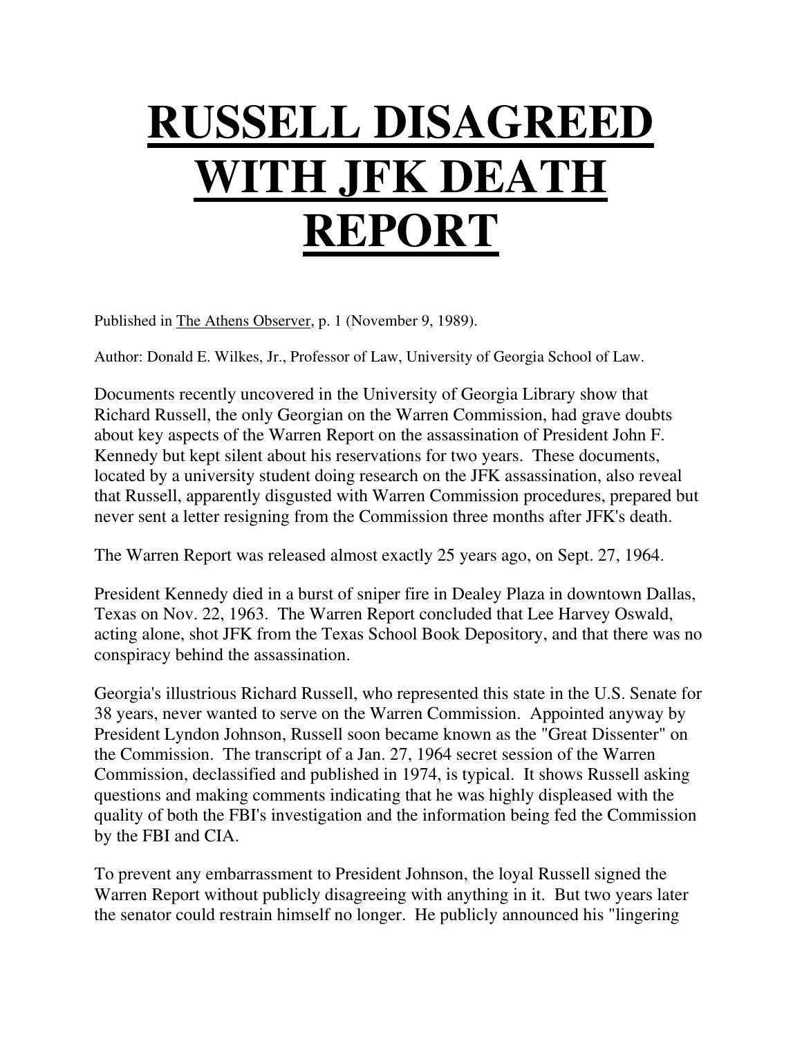# RUSSELL DISAGREED WITH JFK DEATH REPORT

Published in The Athens Observer, p. 1 (November 9, 1989).

Author: Donald E. Wilkes, Jr., Professor of Law, University of Georgia School of Law.

Documents recently uncovered in the University of Georgia Library show that Richard Russell, the only Georgian on the Warren Commission, had grave doubts about key aspects of the Warren Report on the assassination of President John F. Kennedy but kept silent about his reservations for two years. These documents, located by a university student doing research on the JFK assassination, also reveal that Russell, apparently disgusted with Warren Commission procedures, prepared but never sent a letter resigning from the Commission three months after JFK's death.

The Warren Report was released almost exactly 25 years ago, on Sept. 27, 1964.

President Kennedy died in a burst of sniper fire in Dealey Plaza in downtown Dallas, Texas on Nov. 22, 1963. The Warren Report concluded that Lee Harvey Oswald, acting alone, shot JFK from the Texas School Book Depository, and that there was no conspiracy behind the assassination.

Georgia's illustrious Richard Russell, who represented this state in the U.S. Senate for 38 years, never wanted to serve on the Warren Commission. Appointed anyway by President Lyndon Johnson, Russell soon became known as the "Great Dissenter" on the Commission. The transcript of a Jan. 27, 1964 secret session of the Warren Commission, declassified and published in 1974, is typical. It shows Russell asking questions and making comments indicating that he was highly displeased with the quality of both the FBI's investigation and the information being fed the Commission by the FBI and CIA.

To prevent any embarrassment to President Johnson, the loyal Russell signed the Warren Report without publicly disagreeing with anything in it. But two years later the senator could restrain himself no longer. He publicly announced his "lingering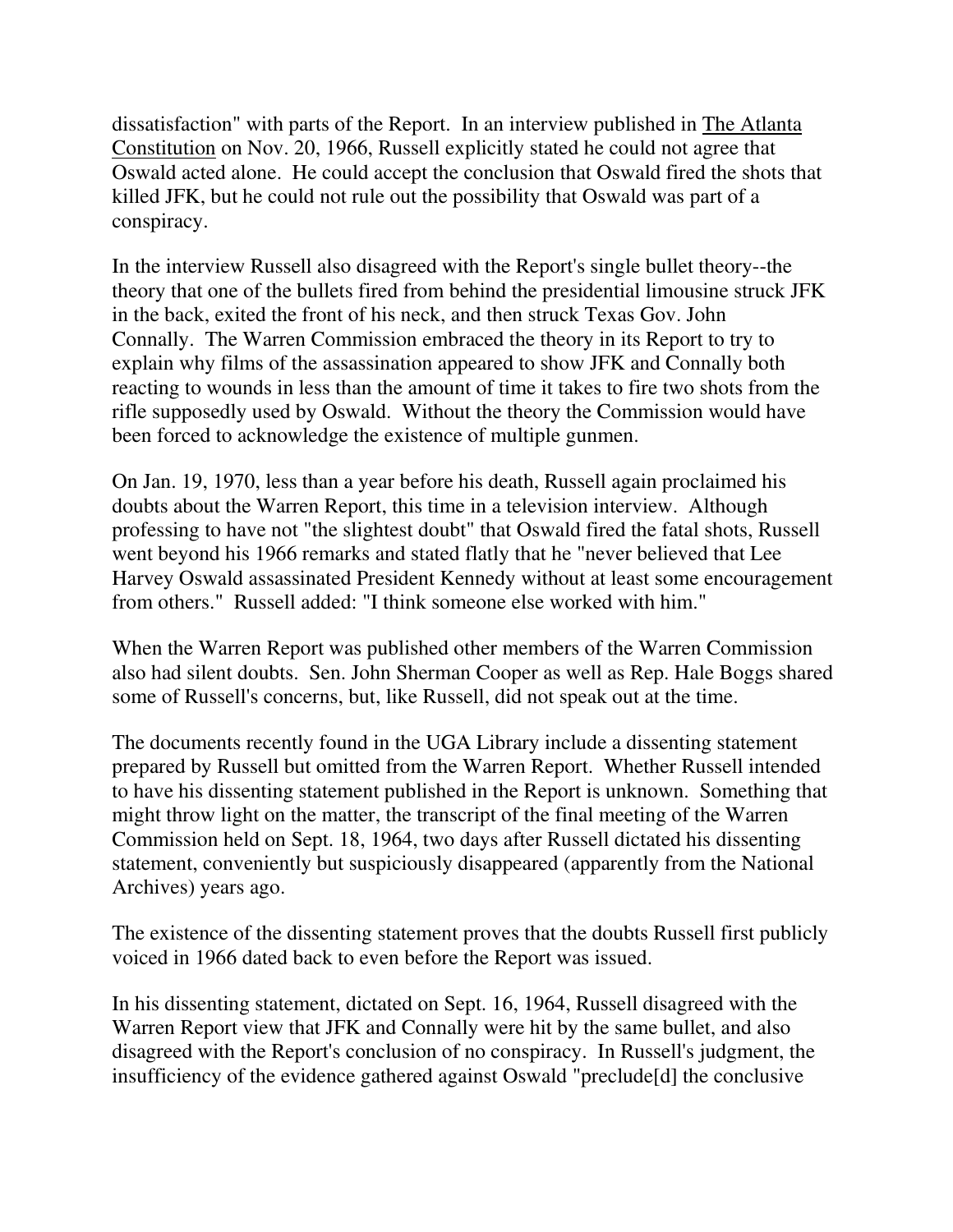dissatisfaction" with parts of the Report. In an interview published in The Atlanta Constitution on Nov. 20, 1966, Russell explicitly stated he could not agree that Oswald acted alone. He could accept the conclusion that Oswald fired the shots that killed JFK, but he could not rule out the possibility that Oswald was part of a conspiracy.

In the interview Russell also disagreed with the Report's single bullet theory--the theory that one of the bullets fired from behind the presidential limousine struck JFK in the back, exited the front of his neck, and then struck Texas Gov. John Connally. The Warren Commission embraced the theory in its Report to try to explain why films of the assassination appeared to show JFK and Connally both reacting to wounds in less than the amount of time it takes to fire two shots from the rifle supposedly used by Oswald. Without the theory the Commission would have been forced to acknowledge the existence of multiple gunmen.

On Jan. 19, 1970, less than a year before his death, Russell again proclaimed his doubts about the Warren Report, this time in a television interview. Although professing to have not "the slightest doubt" that Oswald fired the fatal shots, Russell went beyond his 1966 remarks and stated flatly that he "never believed that Lee Harvey Oswald assassinated President Kennedy without at least some encouragement from others." Russell added: "I think someone else worked with him."

When the Warren Report was published other members of the Warren Commission also had silent doubts. Sen. John Sherman Cooper as well as Rep. Hale Boggs shared some of Russell's concerns, but, like Russell, did not speak out at the time.

The documents recently found in the UGA Library include a dissenting statement prepared by Russell but omitted from the Warren Report. Whether Russell intended to have his dissenting statement published in the Report is unknown. Something that might throw light on the matter, the transcript of the final meeting of the Warren Commission held on Sept. 18, 1964, two days after Russell dictated his dissenting statement, conveniently but suspiciously disappeared (apparently from the National Archives) years ago.

The existence of the dissenting statement proves that the doubts Russell first publicly voiced in 1966 dated back to even before the Report was issued.

In his dissenting statement, dictated on Sept. 16, 1964, Russell disagreed with the Warren Report view that JFK and Connally were hit by the same bullet, and also disagreed with the Report's conclusion of no conspiracy. In Russell's judgment, the insufficiency of the evidence gathered against Oswald "preclude[d] the conclusive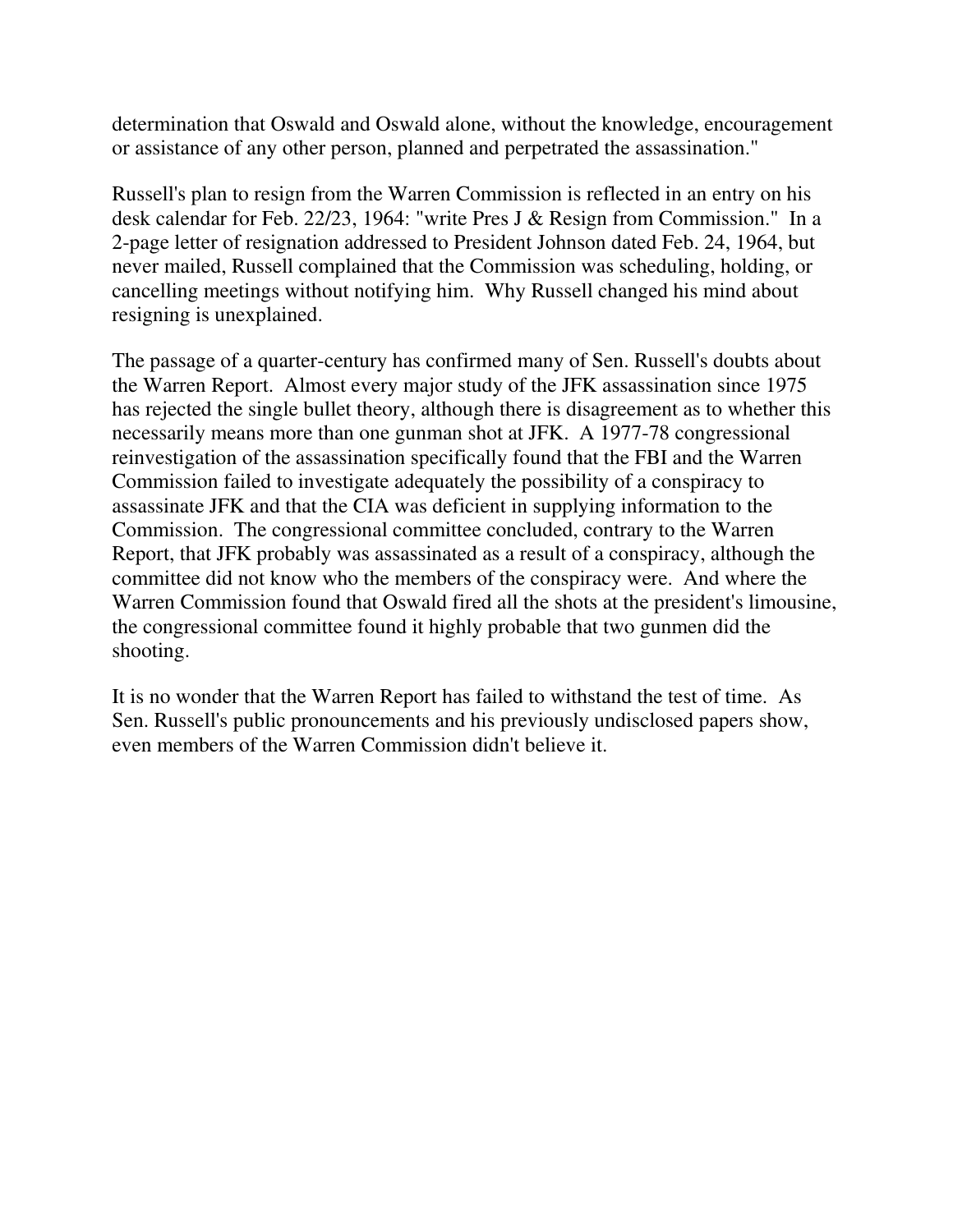determination that Oswald and Oswald alone, without the knowledge, encouragement or assistance of any other person, planned and perpetrated the assassination."

Russell's plan to resign from the Warren Commission is reflected in an entry on his desk calendar for Feb. 22/23, 1964: "write Pres J & Resign from Commission." In a 2-page letter of resignation addressed to President Johnson dated Feb. 24, 1964, but never mailed, Russell complained that the Commission was scheduling, holding, or cancelling meetings without notifying him. Why Russell changed his mind about resigning is unexplained.

The passage of a quarter-century has confirmed many of Sen. Russell's doubts about the Warren Report. Almost every major study of the JFK assassination since 1975 has rejected the single bullet theory, although there is disagreement as to whether this necessarily means more than one gunman shot at JFK. A 1977-78 congressional reinvestigation of the assassination specifically found that the FBI and the Warren Commission failed to investigate adequately the possibility of a conspiracy to assassinate JFK and that the CIA was deficient in supplying information to the Commission. The congressional committee concluded, contrary to the Warren Report, that JFK probably was assassinated as a result of a conspiracy, although the committee did not know who the members of the conspiracy were. And where the Warren Commission found that Oswald fired all the shots at the president's limousine, the congressional committee found it highly probable that two gunmen did the shooting.

It is no wonder that the Warren Report has failed to withstand the test of time. As Sen. Russell's public pronouncements and his previously undisclosed papers show, even members of the Warren Commission didn't believe it.